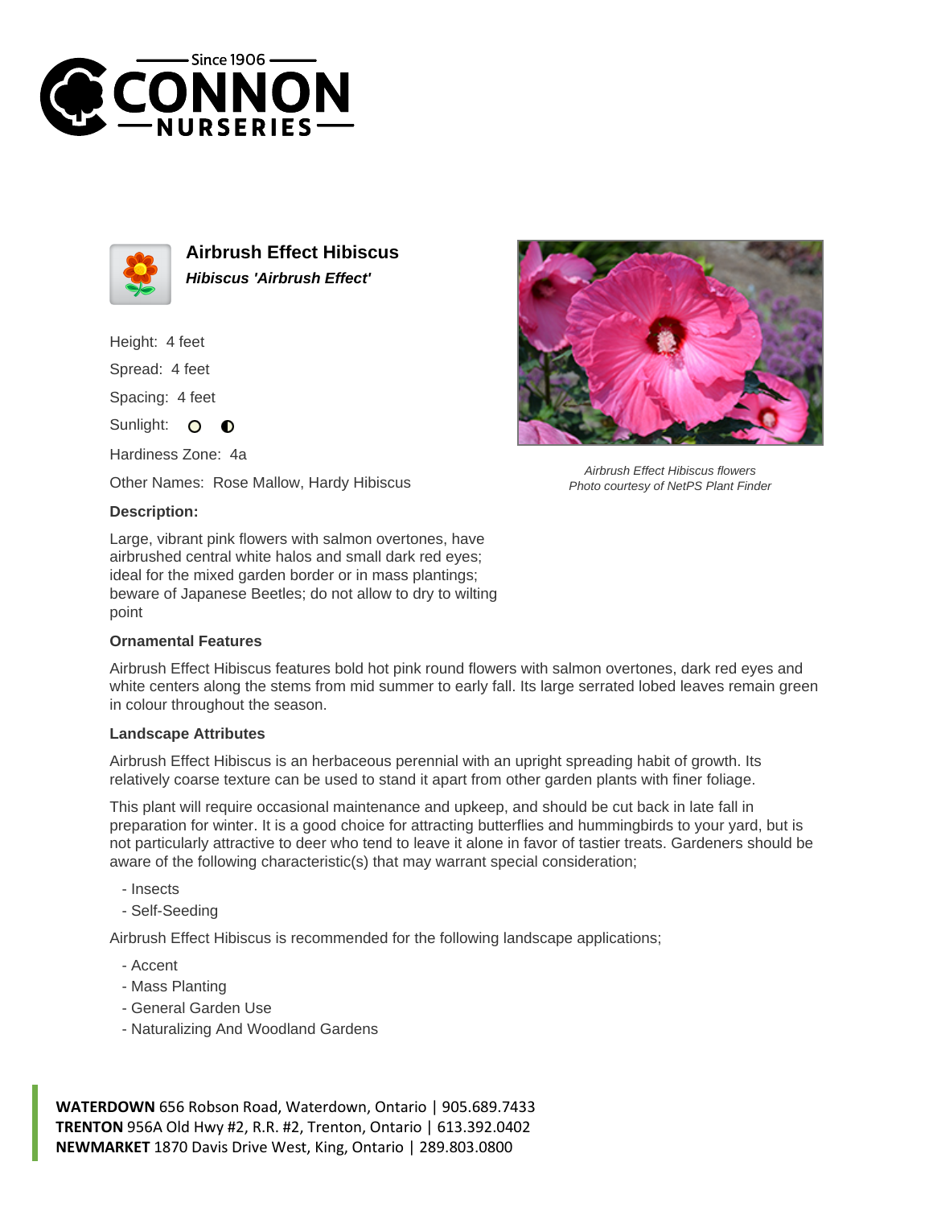# Airbrush Effect Hibiscus

***Hibiscus 'Airbrush Effect'***

Height: 4 feet

Spread: 4 feet

Spacing: 4 feet

Sunlight:

Hardiness Zone: 4a

Other Names: Rose Mallow, Hardy Hibiscus

*Airbrush Effect Hibiscus flowers*
*Photo courtesy of NetPS Plant Finder*

**Description:**

Large, vibrant pink flowers with salmon overtones, have airbrushed central white halos and small dark red eyes; ideal for the mixed garden border or in mass plantings; beware of Japanese Beetles; do not allow to dry to wilting point

### Ornamental Features

Airbrush Effect Hibiscus features bold hot pink round flowers with salmon overtones, dark red eyes and white centers along the stems from mid summer to early fall. Its large serrated lobed leaves remain green in colour throughout the season.

### Landscape Attributes

Airbrush Effect Hibiscus is an herbaceous perennial with an upright spreading habit of growth. Its relatively coarse texture can be used to stand it apart from other garden plants with finer foliage.

This plant will require occasional maintenance and upkeep, and should be cut back in late fall in preparation for winter. It is a good choice for attracting butterflies and hummingbirds to your yard, but is not particularly attractive to deer who tend to leave it alone in favor of tastier treats. Gardeners should be aware of the following characteristic(s) that may warrant special consideration;

- Insects
- Self-Seeding

Airbrush Effect Hibiscus is recommended for the following landscape applications;

- Accent
- Mass Planting
- General Garden Use
- Naturalizing And Woodland Gardens

**WATERDOWN** 656 Robson Road, Waterdown, Ontario | 905.689.7433
**TRENTON** 956A Old Hwy #2, R.R. #2, Trenton, Ontario | 613.392.0402
**NEWMARKET** 1870 Davis Drive West, King, Ontario | 289.803.0800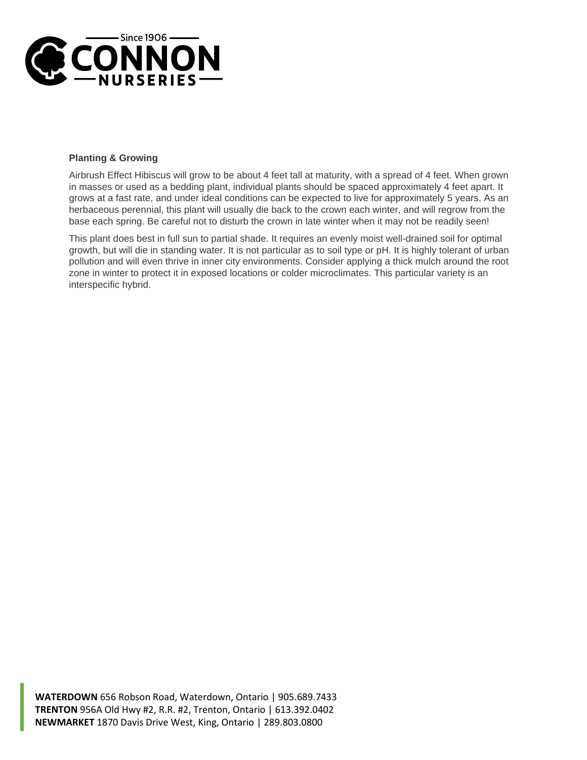### Planting & Growing

Airbrush Effect Hibiscus will grow to be about 4 feet tall at maturity, with a spread of 4 feet. When grown in masses or used as a bedding plant, individual plants should be spaced approximately 4 feet apart. It grows at a fast rate, and under ideal conditions can be expected to live for approximately 5 years. As an herbaceous perennial, this plant will usually die back to the crown each winter, and will regrow from the base each spring. Be careful not to disturb the crown in late winter when it may not be readily seen!

This plant does best in full sun to partial shade. It requires an evenly moist well-drained soil for optimal growth, but will die in standing water. It is not particular as to soil type or pH. It is highly tolerant of urban pollution and will even thrive in inner city environments. Consider applying a thick mulch around the root zone in winter to protect it in exposed locations or colder microclimates. This particular variety is an interspecific hybrid.